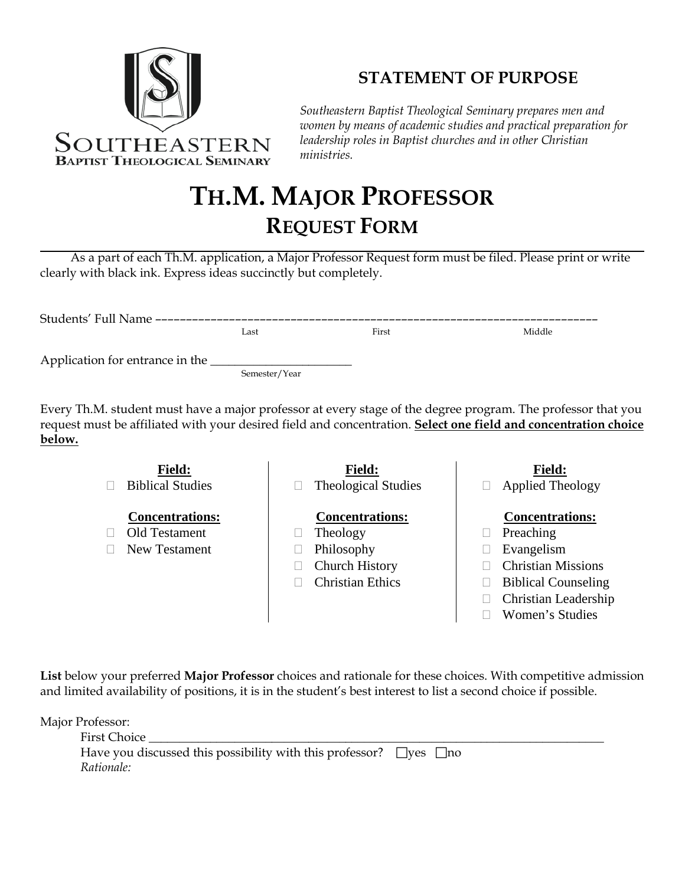SOUTHEASTERN
BAPTIST THEOLOGICAL SEMINARY

## STATEMENT OF PURPOSE

*Southeastern Baptist Theological Seminary prepares men and women by means of academic studies and practical preparation for leadership roles in Baptist churches and in other Christian ministries.*

# TH.M. MAJOR PROFESSOR
## REQUEST FORM

As a part of each Th.M. application, a Major Professor Request form must be filed. Please print or write clearly with black ink. Express ideas succinctly but completely.

Students' Full Name ––––––––––––––––––––––––––––––––––––––––––––––––––––––––––
Last First Middle

Application for entrance in the ______________________
Semester/Year

Every Th.M. student must have a major professor at every stage of the degree program. The professor that you request must be affiliated with your desired field and concentration. **Select one field and concentration choice below.**

| **Field:** | **Field:** | **Field:** |
|---|---|---|
| ☐ Biblical Studies | ☐ Theological Studies | ☐ Applied Theology |
| **Concentrations:** | **Concentrations:** | **Concentrations:** |
| ☐ Old Testament | ☐ Theology | ☐ Preaching |
| ☐ New Testament | ☐ Philosophy | ☐ Evangelism |
| | ☐ Church History | ☐ Christian Missions |
| | ☐ Christian Ethics | ☐ Biblical Counseling |
| | | ☐ Christian Leadership |
| | | ☐ Women's Studies |

**List** below your preferred **Major Professor** choices and rationale for these choices. With competitive admission and limited availability of positions, it is in the student's best interest to list a second choice if possible.

Major Professor:

First Choice ______________________________________________________________

Have you discussed this possibility with this professor? ☐yes ☐no

*Rationale:*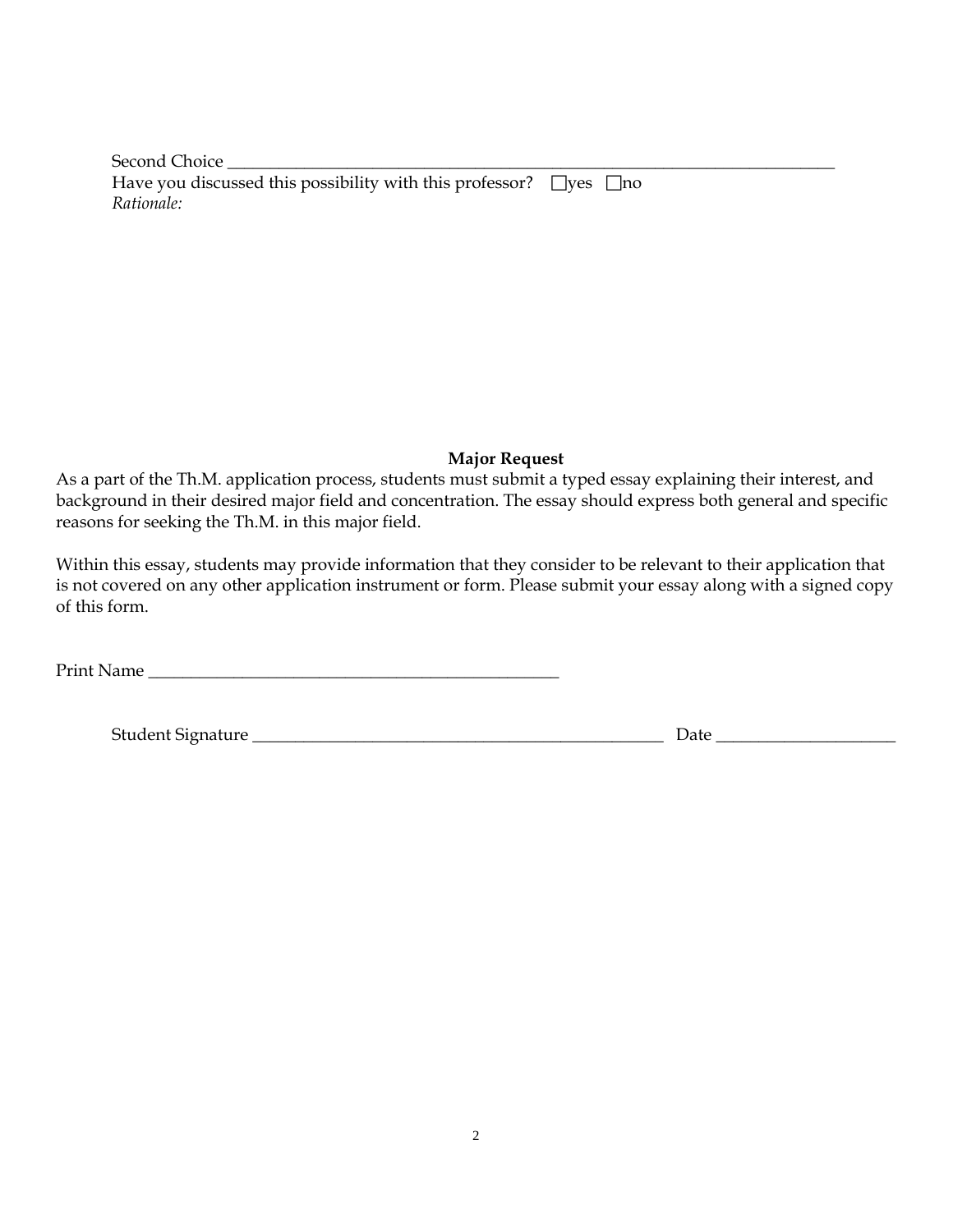Second Choice ___________________________________________________________________________

Have you discussed this possibility with this professor? ☐yes ☐no

*Rationale:*

**Major Request**

As a part of the Th.M. application process, students must submit a typed essay explaining their interest, and background in their desired major field and concentration. The essay should express both general and specific reasons for seeking the Th.M. in this major field.

Within this essay, students may provide information that they consider to be relevant to their application that is not covered on any other application instrument or form. Please submit your essay along with a signed copy of this form.

Print Name ____________________________________________________

Student Signature _____________________________________________________ Date _____________________